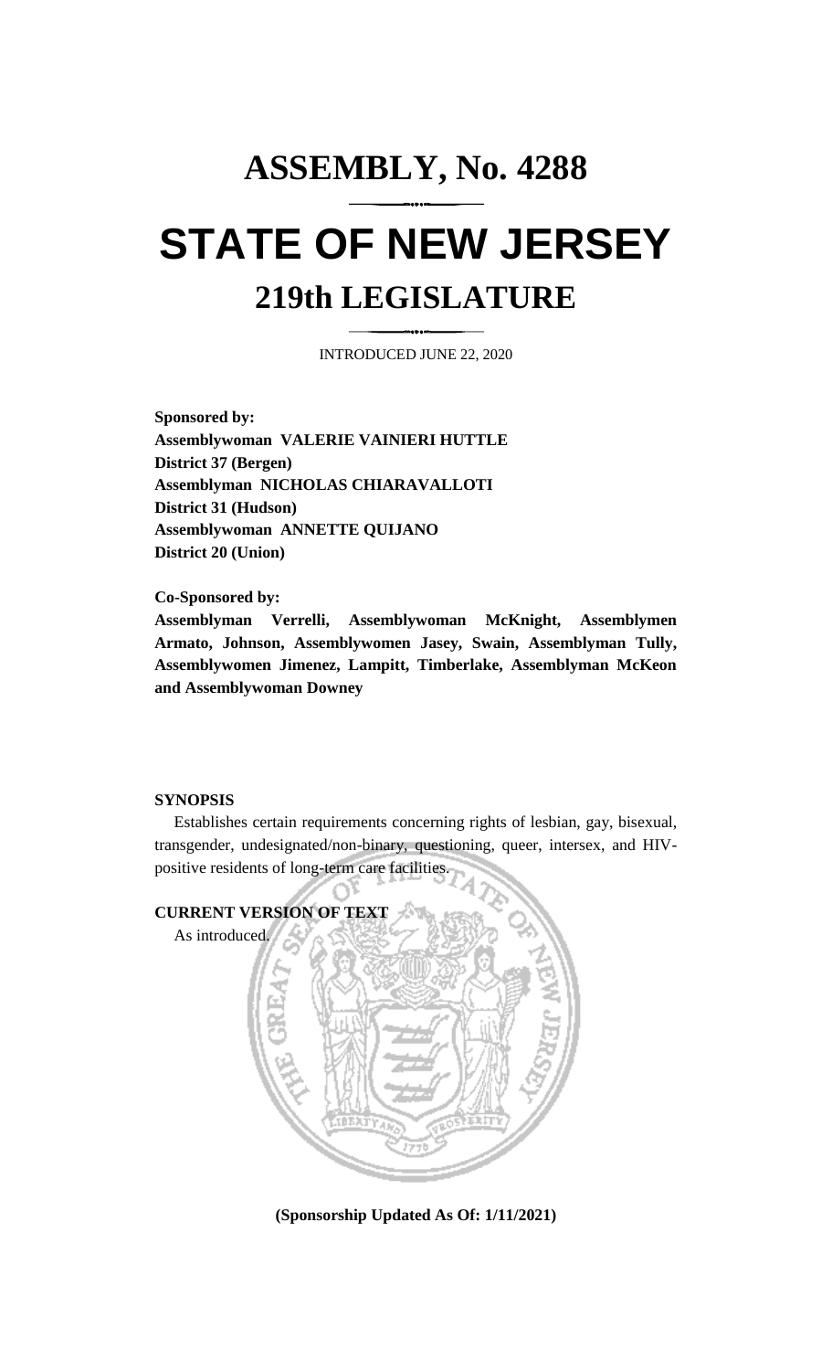# ASSEMBLY, No. 4288

# STATE OF NEW JERSEY

## 219th LEGISLATURE

INTRODUCED JUNE 22, 2020

**Sponsored by:**
**Assemblywoman VALERIE VAINIERI HUTTLE**
**District 37 (Bergen)**
**Assemblyman NICHOLAS CHIARAVALLOTI**
**District 31 (Hudson)**
**Assemblywoman ANNETTE QUIJANO**
**District 20 (Union)**

**Co-Sponsored by:**
**Assemblyman Verrelli, Assemblywoman McKnight, Assemblymen Armato, Johnson, Assemblywomen Jasey, Swain, Assemblyman Tully, Assemblywomen Jimenez, Lampitt, Timberlake, Assemblyman McKeon and Assemblywoman Downey**

**SYNOPSIS**

Establishes certain requirements concerning rights of lesbian, gay, bisexual, transgender, undesignated/non-binary, questioning, queer, intersex, and HIV-positive residents of long-term care facilities.

**CURRENT VERSION OF TEXT**

As introduced.

**(Sponsorship Updated As Of: 1/11/2021)**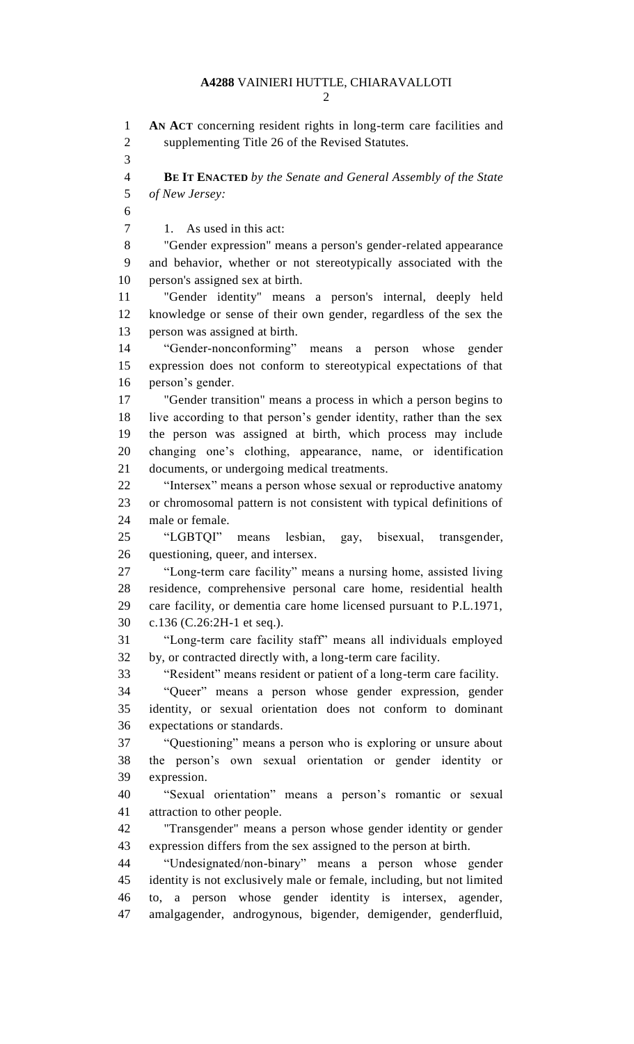**AN ACT** concerning resident rights in long-term care facilities and supplementing Title 26 of the Revised Statutes.

**BE IT ENACTED** *by the Senate and General Assembly of the State of New Jersey:*

1. As used in this act:

"Gender expression" means a person's gender-related appearance and behavior, whether or not stereotypically associated with the person's assigned sex at birth.

"Gender identity" means a person's internal, deeply held knowledge or sense of their own gender, regardless of the sex the person was assigned at birth.

"Gender-nonconforming" means a person whose gender expression does not conform to stereotypical expectations of that person's gender.

"Gender transition" means a process in which a person begins to live according to that person's gender identity, rather than the sex the person was assigned at birth, which process may include changing one's clothing, appearance, name, or identification documents, or undergoing medical treatments.

"Intersex" means a person whose sexual or reproductive anatomy or chromosomal pattern is not consistent with typical definitions of male or female.

"LGBTQI" means lesbian, gay, bisexual, transgender, questioning, queer, and intersex.

"Long-term care facility" means a nursing home, assisted living residence, comprehensive personal care home, residential health care facility, or dementia care home licensed pursuant to P.L.1971, c.136 (C.26:2H-1 et seq.).

"Long-term care facility staff" means all individuals employed by, or contracted directly with, a long-term care facility.

"Resident" means resident or patient of a long-term care facility.

"Queer" means a person whose gender expression, gender identity, or sexual orientation does not conform to dominant expectations or standards.

"Questioning" means a person who is exploring or unsure about the person's own sexual orientation or gender identity or expression.

"Sexual orientation" means a person's romantic or sexual attraction to other people.

"Transgender" means a person whose gender identity or gender expression differs from the sex assigned to the person at birth.

"Undesignated/non-binary" means a person whose gender identity is not exclusively male or female, including, but not limited to, a person whose gender identity is intersex, agender, amalgagender, androgynous, bigender, demigender, genderfluid,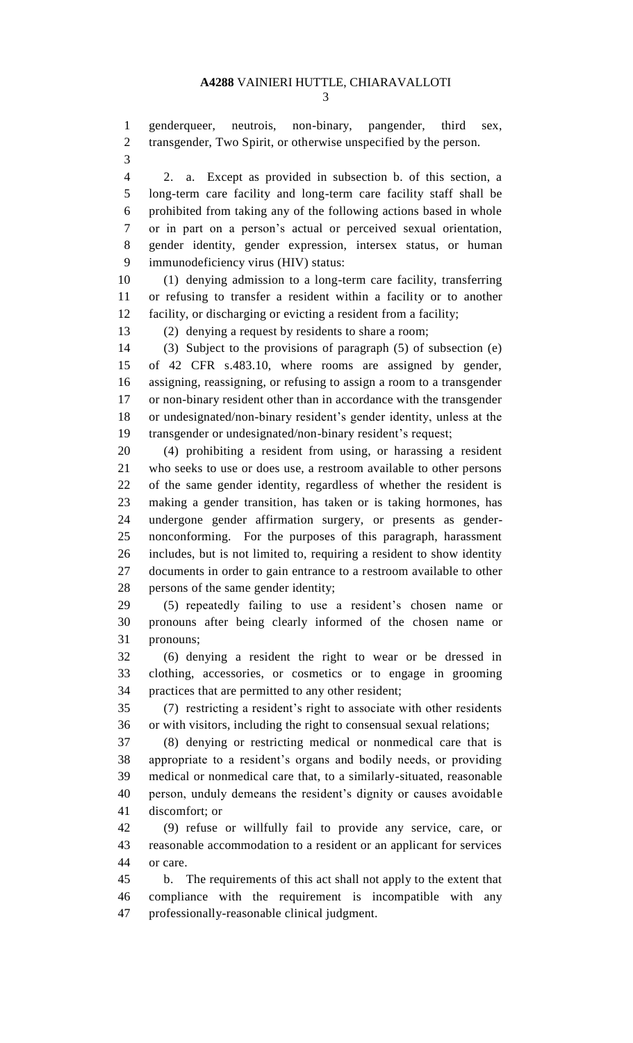genderqueer, neutrois, non-binary, pangender, third sex, transgender, Two Spirit, or otherwise unspecified by the person.

2. a. Except as provided in subsection b. of this section, a long-term care facility and long-term care facility staff shall be prohibited from taking any of the following actions based in whole or in part on a person's actual or perceived sexual orientation, gender identity, gender expression, intersex status, or human immunodeficiency virus (HIV) status:

(1) denying admission to a long-term care facility, transferring or refusing to transfer a resident within a facility or to another facility, or discharging or evicting a resident from a facility;

(2) denying a request by residents to share a room;

(3) Subject to the provisions of paragraph (5) of subsection (e) of 42 CFR s.483.10, where rooms are assigned by gender, assigning, reassigning, or refusing to assign a room to a transgender or non-binary resident other than in accordance with the transgender or undesignated/non-binary resident's gender identity, unless at the transgender or undesignated/non-binary resident's request;

(4) prohibiting a resident from using, or harassing a resident who seeks to use or does use, a restroom available to other persons of the same gender identity, regardless of whether the resident is making a gender transition, has taken or is taking hormones, has undergone gender affirmation surgery, or presents as gender-nonconforming. For the purposes of this paragraph, harassment includes, but is not limited to, requiring a resident to show identity documents in order to gain entrance to a restroom available to other persons of the same gender identity;

(5) repeatedly failing to use a resident's chosen name or pronouns after being clearly informed of the chosen name or pronouns;

(6) denying a resident the right to wear or be dressed in clothing, accessories, or cosmetics or to engage in grooming practices that are permitted to any other resident;

(7) restricting a resident's right to associate with other residents or with visitors, including the right to consensual sexual relations;

(8) denying or restricting medical or nonmedical care that is appropriate to a resident's organs and bodily needs, or providing medical or nonmedical care that, to a similarly-situated, reasonable person, unduly demeans the resident's dignity or causes avoidable discomfort; or

(9) refuse or willfully fail to provide any service, care, or reasonable accommodation to a resident or an applicant for services or care.

b. The requirements of this act shall not apply to the extent that compliance with the requirement is incompatible with any professionally-reasonable clinical judgment.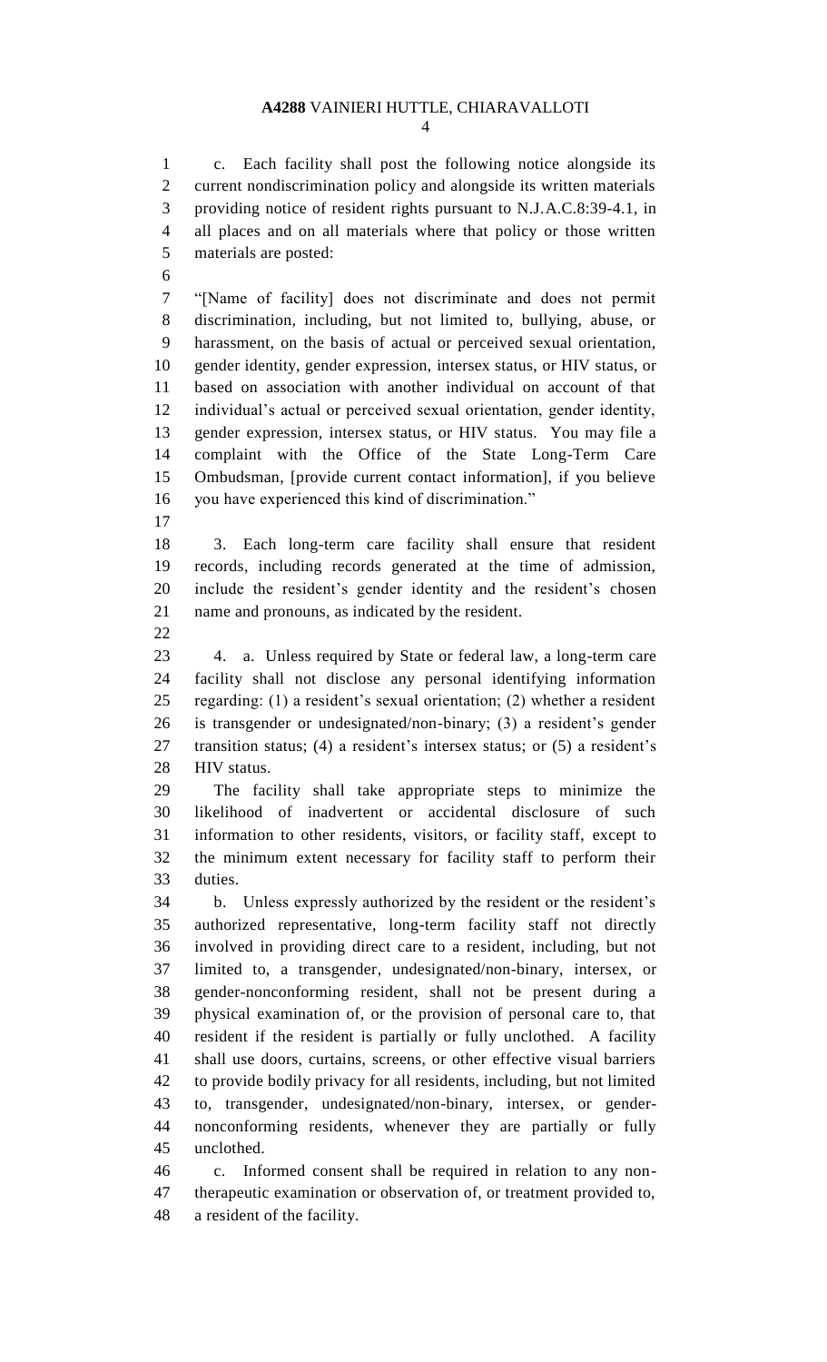c. Each facility shall post the following notice alongside its current nondiscrimination policy and alongside its written materials providing notice of resident rights pursuant to N.J.A.C.8:39-4.1, in all places and on all materials where that policy or those written materials are posted:

"[Name of facility] does not discriminate and does not permit discrimination, including, but not limited to, bullying, abuse, or harassment, on the basis of actual or perceived sexual orientation, gender identity, gender expression, intersex status, or HIV status, or based on association with another individual on account of that individual's actual or perceived sexual orientation, gender identity, gender expression, intersex status, or HIV status. You may file a complaint with the Office of the State Long-Term Care Ombudsman, [provide current contact information], if you believe you have experienced this kind of discrimination."

3. Each long-term care facility shall ensure that resident records, including records generated at the time of admission, include the resident's gender identity and the resident's chosen name and pronouns, as indicated by the resident.

4. a. Unless required by State or federal law, a long-term care facility shall not disclose any personal identifying information regarding: (1) a resident's sexual orientation; (2) whether a resident is transgender or undesignated/non-binary; (3) a resident's gender transition status; (4) a resident's intersex status; or (5) a resident's HIV status.

The facility shall take appropriate steps to minimize the likelihood of inadvertent or accidental disclosure of such information to other residents, visitors, or facility staff, except to the minimum extent necessary for facility staff to perform their duties.

b. Unless expressly authorized by the resident or the resident's authorized representative, long-term facility staff not directly involved in providing direct care to a resident, including, but not limited to, a transgender, undesignated/non-binary, intersex, or gender-nonconforming resident, shall not be present during a physical examination of, or the provision of personal care to, that resident if the resident is partially or fully unclothed. A facility shall use doors, curtains, screens, or other effective visual barriers to provide bodily privacy for all residents, including, but not limited to, transgender, undesignated/non-binary, intersex, or gender-nonconforming residents, whenever they are partially or fully unclothed.

c. Informed consent shall be required in relation to any non-therapeutic examination or observation of, or treatment provided to, a resident of the facility.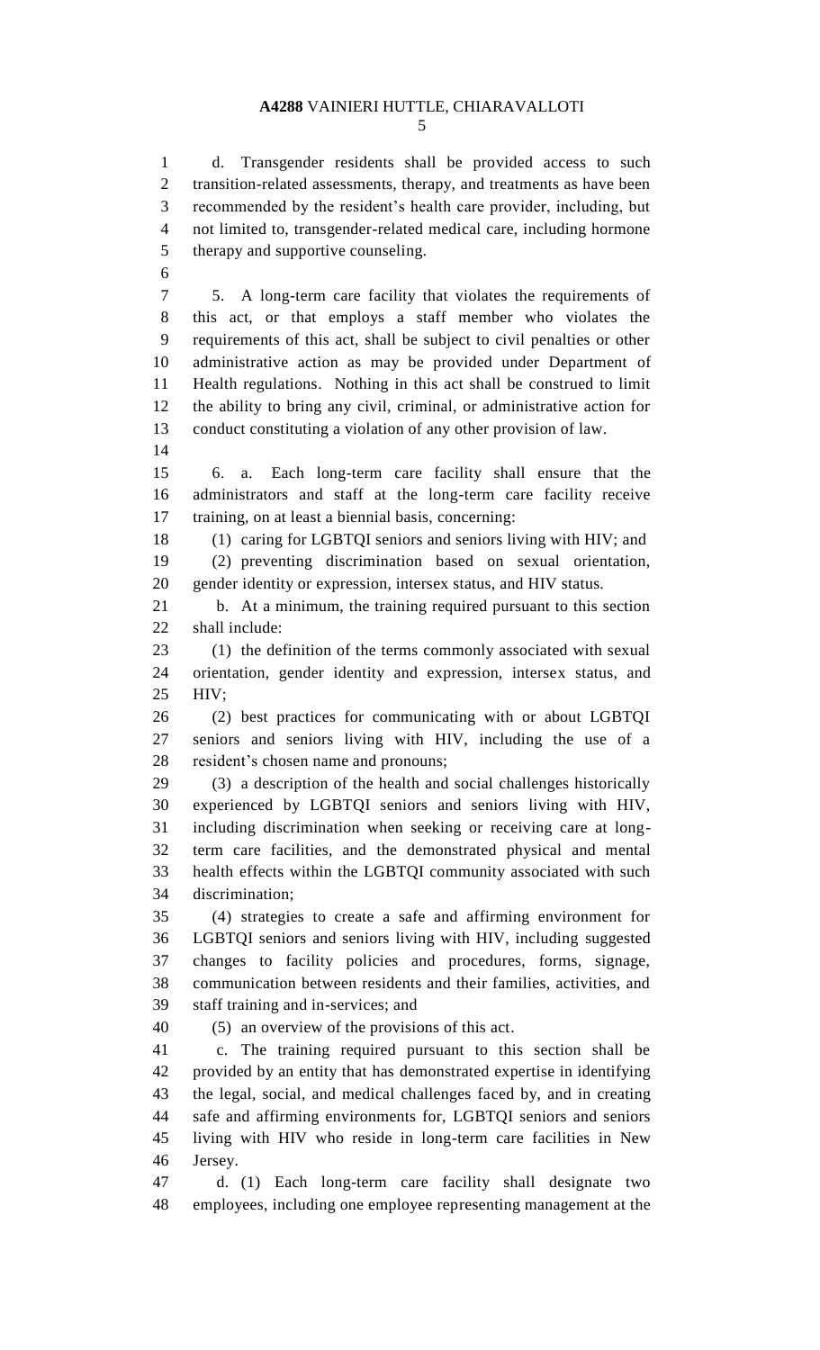d. Transgender residents shall be provided access to such transition-related assessments, therapy, and treatments as have been recommended by the resident's health care provider, including, but not limited to, transgender-related medical care, including hormone therapy and supportive counseling.

5. A long-term care facility that violates the requirements of this act, or that employs a staff member who violates the requirements of this act, shall be subject to civil penalties or other administrative action as may be provided under Department of Health regulations. Nothing in this act shall be construed to limit the ability to bring any civil, criminal, or administrative action for conduct constituting a violation of any other provision of law.

6. a. Each long-term care facility shall ensure that the administrators and staff at the long-term care facility receive training, on at least a biennial basis, concerning:

(1) caring for LGBTQI seniors and seniors living with HIV; and

(2) preventing discrimination based on sexual orientation, gender identity or expression, intersex status, and HIV status.

b. At a minimum, the training required pursuant to this section shall include:

(1) the definition of the terms commonly associated with sexual orientation, gender identity and expression, intersex status, and HIV;

(2) best practices for communicating with or about LGBTQI seniors and seniors living with HIV, including the use of a resident's chosen name and pronouns;

(3) a description of the health and social challenges historically experienced by LGBTQI seniors and seniors living with HIV, including discrimination when seeking or receiving care at long-term care facilities, and the demonstrated physical and mental health effects within the LGBTQI community associated with such discrimination;

(4) strategies to create a safe and affirming environment for LGBTQI seniors and seniors living with HIV, including suggested changes to facility policies and procedures, forms, signage, communication between residents and their families, activities, and staff training and in-services; and

(5) an overview of the provisions of this act.

c. The training required pursuant to this section shall be provided by an entity that has demonstrated expertise in identifying the legal, social, and medical challenges faced by, and in creating safe and affirming environments for, LGBTQI seniors and seniors living with HIV who reside in long-term care facilities in New Jersey.

d. (1) Each long-term care facility shall designate two employees, including one employee representing management at the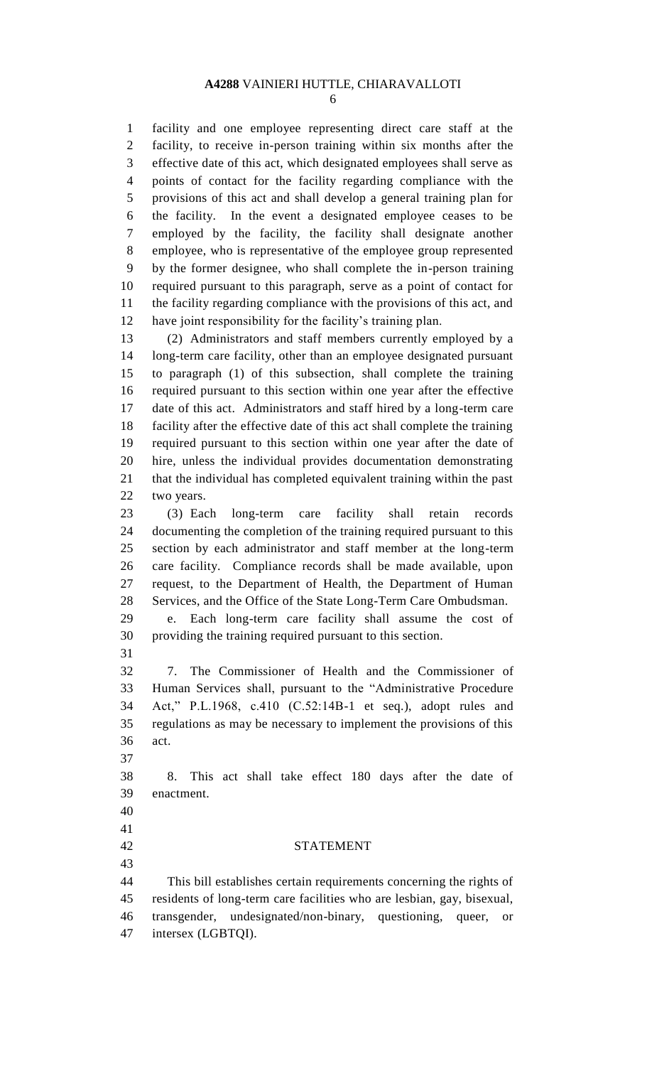facility and one employee representing direct care staff at the facility, to receive in-person training within six months after the effective date of this act, which designated employees shall serve as points of contact for the facility regarding compliance with the provisions of this act and shall develop a general training plan for the facility. In the event a designated employee ceases to be employed by the facility, the facility shall designate another employee, who is representative of the employee group represented by the former designee, who shall complete the in-person training required pursuant to this paragraph, serve as a point of contact for the facility regarding compliance with the provisions of this act, and have joint responsibility for the facility's training plan.

(2) Administrators and staff members currently employed by a long-term care facility, other than an employee designated pursuant to paragraph (1) of this subsection, shall complete the training required pursuant to this section within one year after the effective date of this act. Administrators and staff hired by a long-term care facility after the effective date of this act shall complete the training required pursuant to this section within one year after the date of hire, unless the individual provides documentation demonstrating that the individual has completed equivalent training within the past two years.

(3) Each long-term care facility shall retain records documenting the completion of the training required pursuant to this section by each administrator and staff member at the long-term care facility. Compliance records shall be made available, upon request, to the Department of Health, the Department of Human Services, and the Office of the State Long-Term Care Ombudsman.

e. Each long-term care facility shall assume the cost of providing the training required pursuant to this section.

7. The Commissioner of Health and the Commissioner of Human Services shall, pursuant to the "Administrative Procedure Act," P.L.1968, c.410 (C.52:14B-1 et seq.), adopt rules and regulations as may be necessary to implement the provisions of this act.

8. This act shall take effect 180 days after the date of enactment.

## STATEMENT

This bill establishes certain requirements concerning the rights of residents of long-term care facilities who are lesbian, gay, bisexual, transgender, undesignated/non-binary, questioning, queer, or intersex (LGBTQI).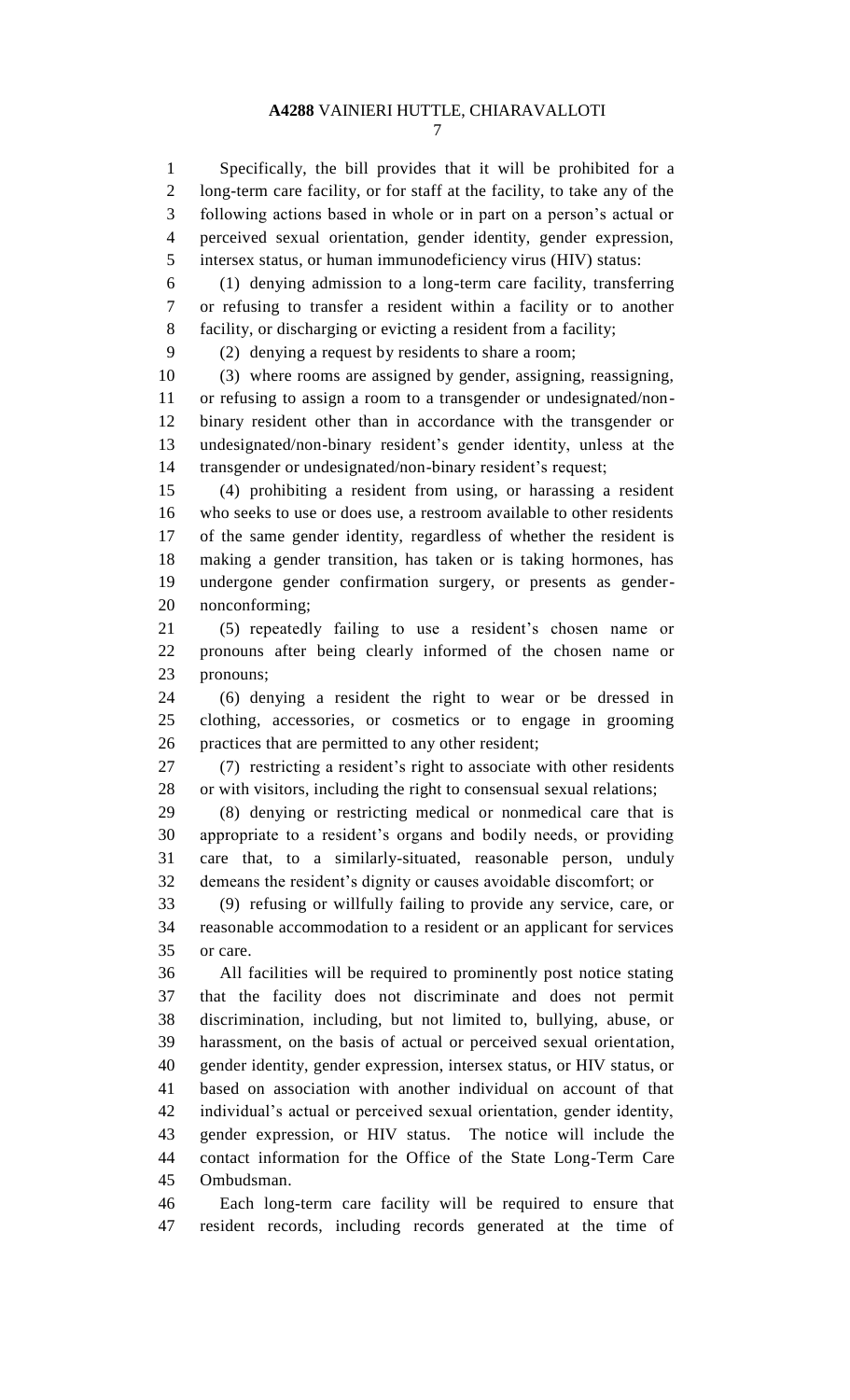Specifically, the bill provides that it will be prohibited for a long-term care facility, or for staff at the facility, to take any of the following actions based in whole or in part on a person's actual or perceived sexual orientation, gender identity, gender expression, intersex status, or human immunodeficiency virus (HIV) status:

(1) denying admission to a long-term care facility, transferring or refusing to transfer a resident within a facility or to another facility, or discharging or evicting a resident from a facility;

(2) denying a request by residents to share a room;

(3) where rooms are assigned by gender, assigning, reassigning, or refusing to assign a room to a transgender or undesignated/non-binary resident other than in accordance with the transgender or undesignated/non-binary resident's gender identity, unless at the transgender or undesignated/non-binary resident's request;

(4) prohibiting a resident from using, or harassing a resident who seeks to use or does use, a restroom available to other residents of the same gender identity, regardless of whether the resident is making a gender transition, has taken or is taking hormones, has undergone gender confirmation surgery, or presents as gender-nonconforming;

(5) repeatedly failing to use a resident's chosen name or pronouns after being clearly informed of the chosen name or pronouns;

(6) denying a resident the right to wear or be dressed in clothing, accessories, or cosmetics or to engage in grooming practices that are permitted to any other resident;

(7) restricting a resident's right to associate with other residents or with visitors, including the right to consensual sexual relations;

(8) denying or restricting medical or nonmedical care that is appropriate to a resident's organs and bodily needs, or providing care that, to a similarly-situated, reasonable person, unduly demeans the resident's dignity or causes avoidable discomfort; or

(9) refusing or willfully failing to provide any service, care, or reasonable accommodation to a resident or an applicant for services or care.

All facilities will be required to prominently post notice stating that the facility does not discriminate and does not permit discrimination, including, but not limited to, bullying, abuse, or harassment, on the basis of actual or perceived sexual orientation, gender identity, gender expression, intersex status, or HIV status, or based on association with another individual on account of that individual's actual or perceived sexual orientation, gender identity, gender expression, or HIV status. The notice will include the contact information for the Office of the State Long-Term Care Ombudsman.

Each long-term care facility will be required to ensure that resident records, including records generated at the time of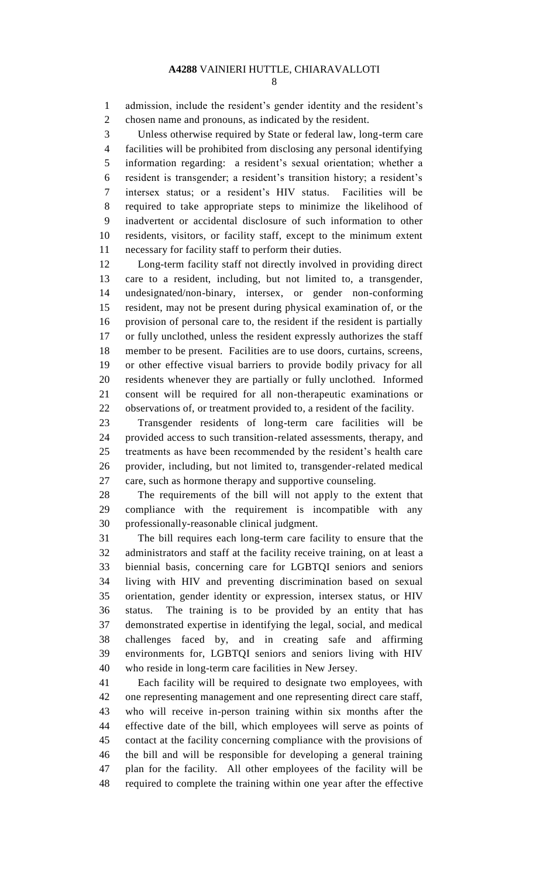admission, include the resident's gender identity and the resident's chosen name and pronouns, as indicated by the resident.

Unless otherwise required by State or federal law, long-term care facilities will be prohibited from disclosing any personal identifying information regarding: a resident's sexual orientation; whether a resident is transgender; a resident's transition history; a resident's intersex status; or a resident's HIV status. Facilities will be required to take appropriate steps to minimize the likelihood of inadvertent or accidental disclosure of such information to other residents, visitors, or facility staff, except to the minimum extent necessary for facility staff to perform their duties.

Long-term facility staff not directly involved in providing direct care to a resident, including, but not limited to, a transgender, undesignated/non-binary, intersex, or gender non-conforming resident, may not be present during physical examination of, or the provision of personal care to, the resident if the resident is partially or fully unclothed, unless the resident expressly authorizes the staff member to be present. Facilities are to use doors, curtains, screens, or other effective visual barriers to provide bodily privacy for all residents whenever they are partially or fully unclothed. Informed consent will be required for all non-therapeutic examinations or observations of, or treatment provided to, a resident of the facility.

Transgender residents of long-term care facilities will be provided access to such transition-related assessments, therapy, and treatments as have been recommended by the resident's health care provider, including, but not limited to, transgender-related medical care, such as hormone therapy and supportive counseling.

The requirements of the bill will not apply to the extent that compliance with the requirement is incompatible with any professionally-reasonable clinical judgment.

The bill requires each long-term care facility to ensure that the administrators and staff at the facility receive training, on at least a biennial basis, concerning care for LGBTQI seniors and seniors living with HIV and preventing discrimination based on sexual orientation, gender identity or expression, intersex status, or HIV status. The training is to be provided by an entity that has demonstrated expertise in identifying the legal, social, and medical challenges faced by, and in creating safe and affirming environments for, LGBTQI seniors and seniors living with HIV who reside in long-term care facilities in New Jersey.

Each facility will be required to designate two employees, with one representing management and one representing direct care staff, who will receive in-person training within six months after the effective date of the bill, which employees will serve as points of contact at the facility concerning compliance with the provisions of the bill and will be responsible for developing a general training plan for the facility. All other employees of the facility will be required to complete the training within one year after the effective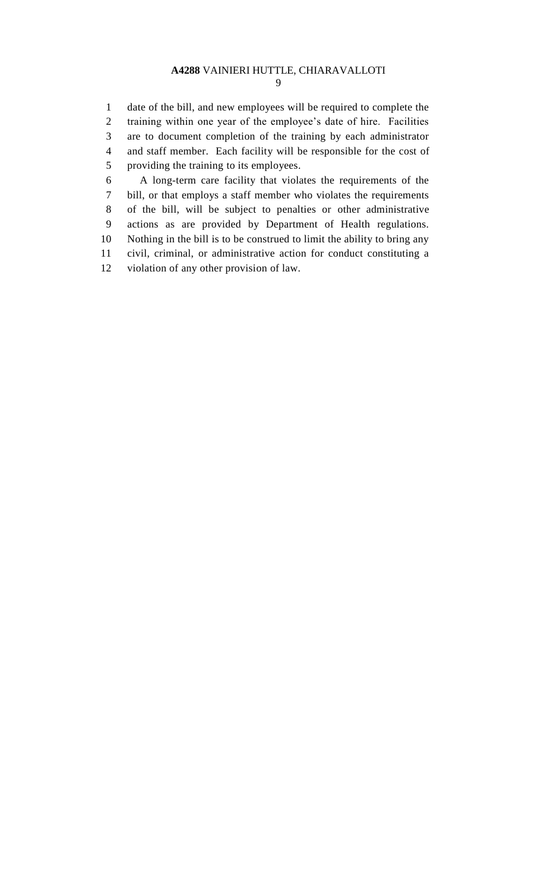date of the bill, and new employees will be required to complete the training within one year of the employee's date of hire. Facilities are to document completion of the training by each administrator and staff member. Each facility will be responsible for the cost of providing the training to its employees.

A long-term care facility that violates the requirements of the bill, or that employs a staff member who violates the requirements of the bill, will be subject to penalties or other administrative actions as are provided by Department of Health regulations. Nothing in the bill is to be construed to limit the ability to bring any civil, criminal, or administrative action for conduct constituting a violation of any other provision of law.